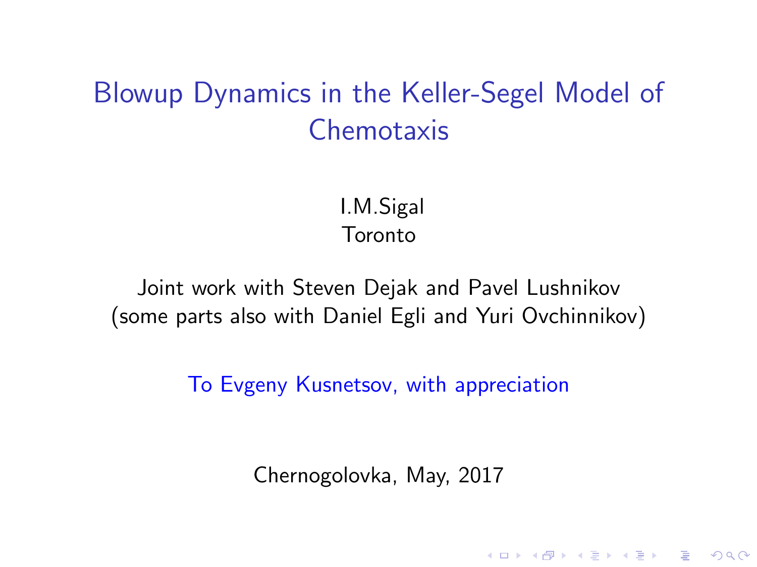# Blowup Dynamics in the Keller-Segel Model of Chemotaxis

I.M.Sigal
Toronto

Joint work with Steven Dejak and Pavel Lushnikov
(some parts also with Daniel Egli and Yuri Ovchinnikov)

To Evgeny Kusnetsov, with appreciation

Chernogolovka, May, 2017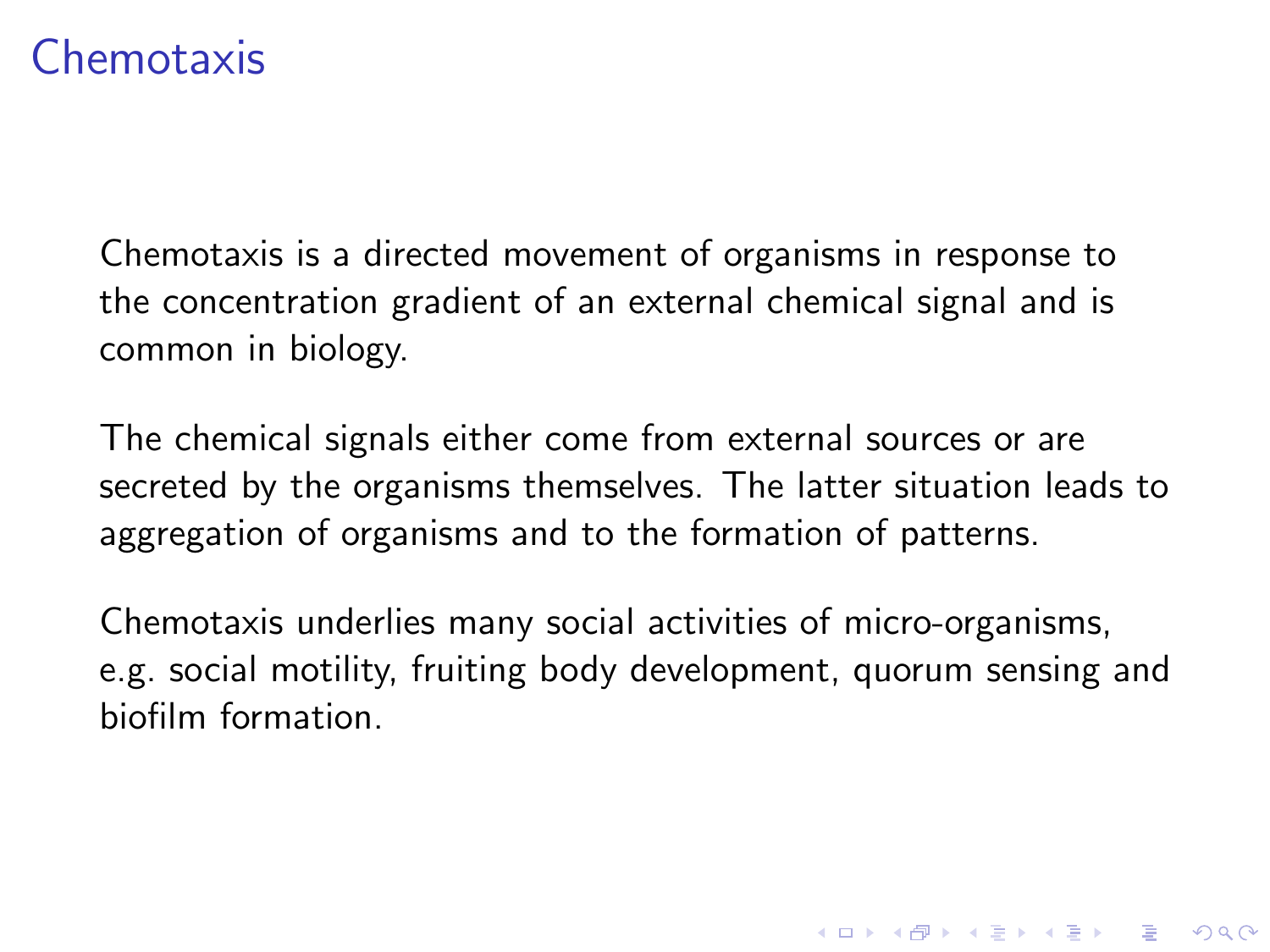# Chemotaxis

Chemotaxis is a directed movement of organisms in response to the concentration gradient of an external chemical signal and is common in biology.

The chemical signals either come from external sources or are secreted by the organisms themselves. The latter situation leads to aggregation of organisms and to the formation of patterns.

Chemotaxis underlies many social activities of micro-organisms, e.g. social motility, fruiting body development, quorum sensing and biofilm formation.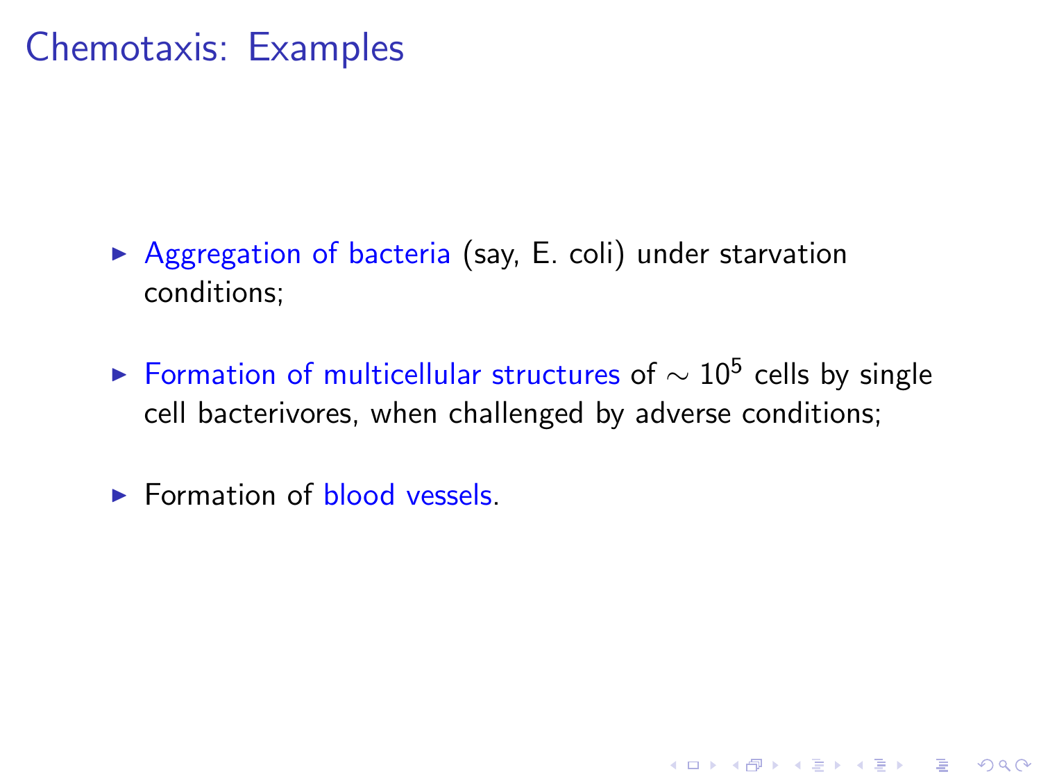# Chemotaxis: Examples

- Aggregation of bacteria (say, E. coli) under starvation conditions;
- Formation of multicellular structures of $\sim 10^5$ cells by single cell bacterivores, when challenged by adverse conditions;
- Formation of blood vessels.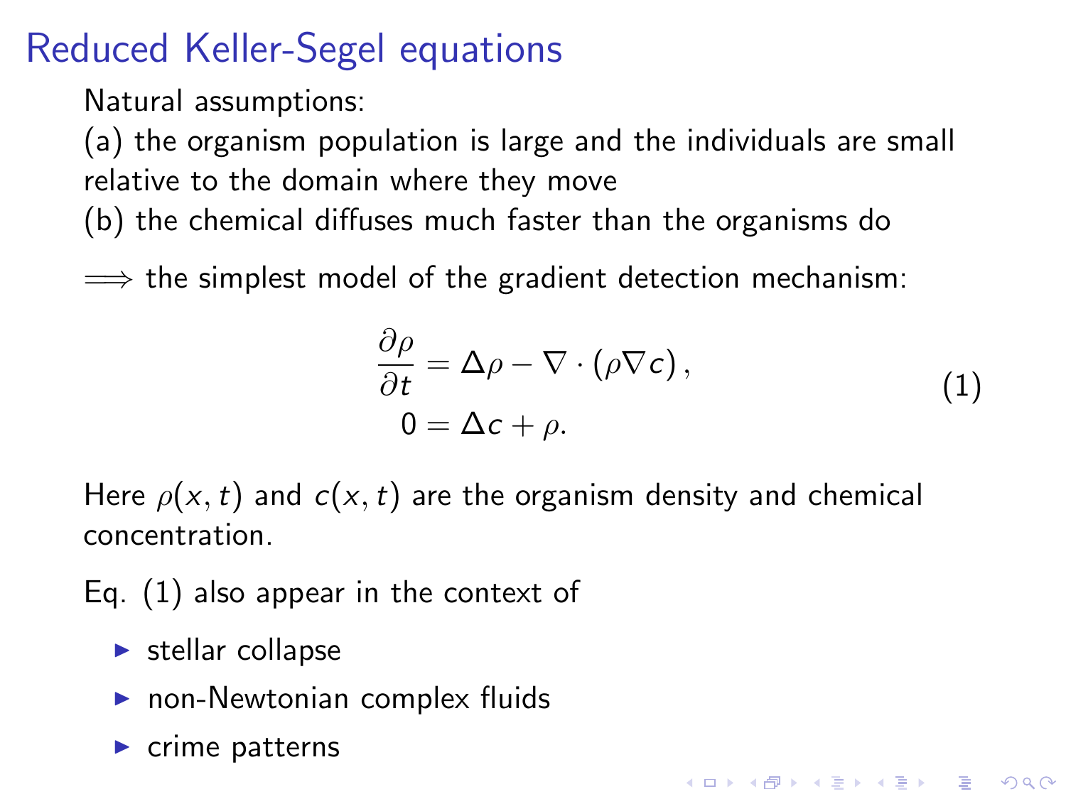# Reduced Keller-Segel equations

Natural assumptions:

(a) the organism population is large and the individuals are small relative to the domain where they move

(b) the chemical diffuses much faster than the organisms do

$\Longrightarrow$ the simplest model of the gradient detection mechanism:

$$
\begin{aligned}
\frac{\partial \rho}{\partial t} &= \Delta \rho - \nabla \cdot (\rho \nabla c), \\
0 &= \Delta c + \rho.
\end{aligned} \tag{1}
$$

Here $\rho(x,t)$ and $c(x,t)$ are the organism density and chemical concentration.

Eq. (1) also appear in the context of

- stellar collapse
- non-Newtonian complex fluids
- crime patterns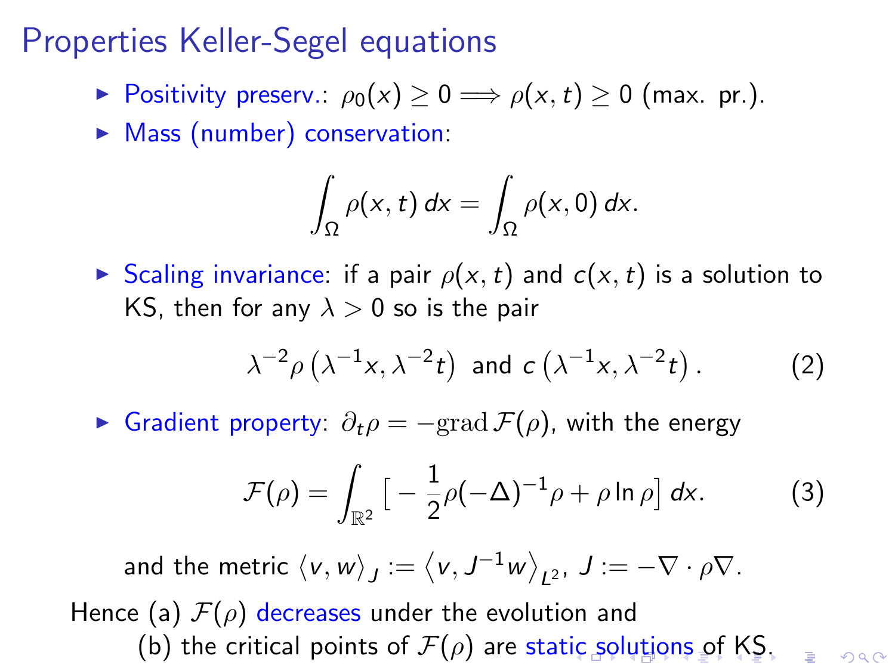# Properties Keller-Segel equations

- Positivity preserv.: $\rho_0(x) \geq 0 \Longrightarrow \rho(x,t) \geq 0$ (max. pr.).
- Mass (number) conservation:

$$\int_\Omega \rho(x,t)\,dx = \int_\Omega \rho(x,0)\,dx.$$

- Scaling invariance: if a pair $\rho(x,t)$ and $c(x,t)$ is a solution to KS, then for any $\lambda > 0$ so is the pair

$$\lambda^{-2}\rho\left(\lambda^{-1}x, \lambda^{-2}t\right) \text{ and } c\left(\lambda^{-1}x, \lambda^{-2}t\right). \tag{2}$$

- Gradient property: $\partial_t \rho = -\mathrm{grad}\,\mathcal{F}(\rho)$, with the energy

$$\mathcal{F}(\rho) = \int_{\mathbb{R}^2} \left[ -\frac{1}{2}\rho(-\Delta)^{-1}\rho + \rho \ln \rho \right] dx. \tag{3}$$

  and the metric $\langle v, w \rangle_J := \langle v, J^{-1}w \rangle_{L^2}$, $J := -\nabla \cdot \rho \nabla$.

Hence (a) $\mathcal{F}(\rho)$ decreases under the evolution and
(b) the critical points of $\mathcal{F}(\rho)$ are static solutions of KS.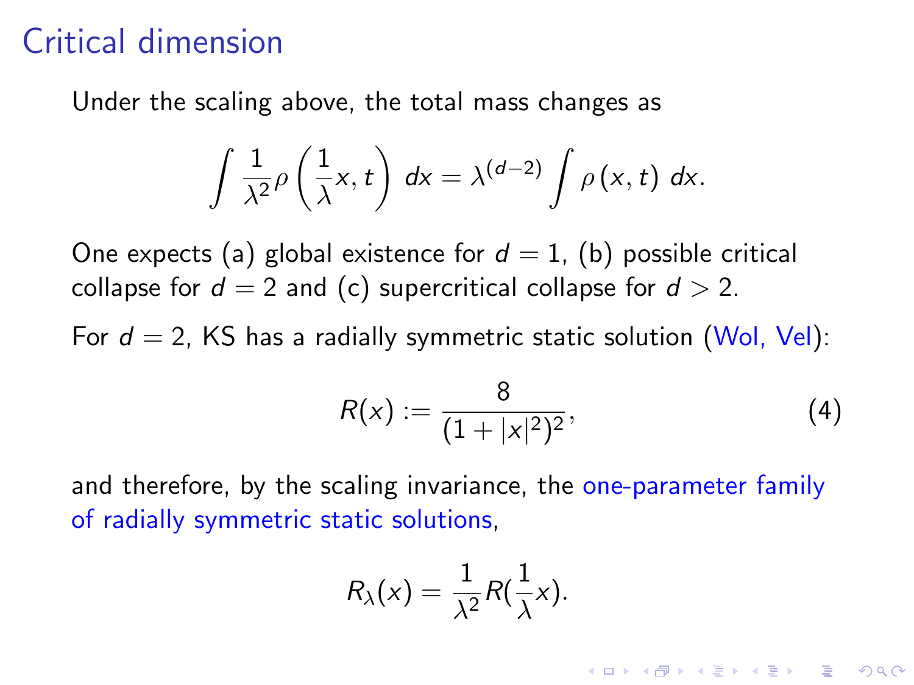# Critical dimension

Under the scaling above, the total mass changes as

$$\int \frac{1}{\lambda^2}\rho\left(\frac{1}{\lambda}x, t\right)\, dx = \lambda^{(d-2)} \int \rho\left(x, t\right)\, dx.$$

One expects (a) global existence for $d = 1$, (b) possible critical collapse for $d = 2$ and (c) supercritical collapse for $d > 2$.

For $d = 2$, KS has a radially symmetric static solution (Wol, Vel):

$$R(x) := \frac{8}{(1 + |x|^2)^2}, \tag{4}$$

and therefore, by the scaling invariance, the one-parameter family of radially symmetric static solutions,

$$R_\lambda(x) = \frac{1}{\lambda^2} R(\frac{1}{\lambda}x).$$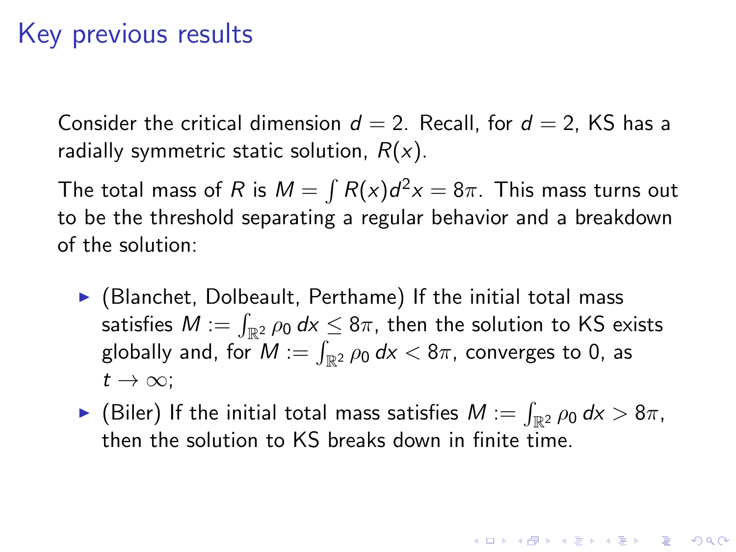# Key previous results

Consider the critical dimension $d = 2$. Recall, for $d = 2$, KS has a radially symmetric static solution, $R(x)$.

The total mass of $R$ is $M = \int R(x) d^2x = 8\pi$. This mass turns out to be the threshold separating a regular behavior and a breakdown of the solution:

- (Blanchet, Dolbeault, Perthame) If the initial total mass satisfies $M := \int_{\mathbb{R}^2} \rho_0 \, dx \leq 8\pi$, then the solution to KS exists globally and, for $M := \int_{\mathbb{R}^2} \rho_0 \, dx < 8\pi$, converges to 0, as $t \to \infty$;
- (Biler) If the initial total mass satisfies $M := \int_{\mathbb{R}^2} \rho_0 \, dx > 8\pi$, then the solution to KS breaks down in finite time.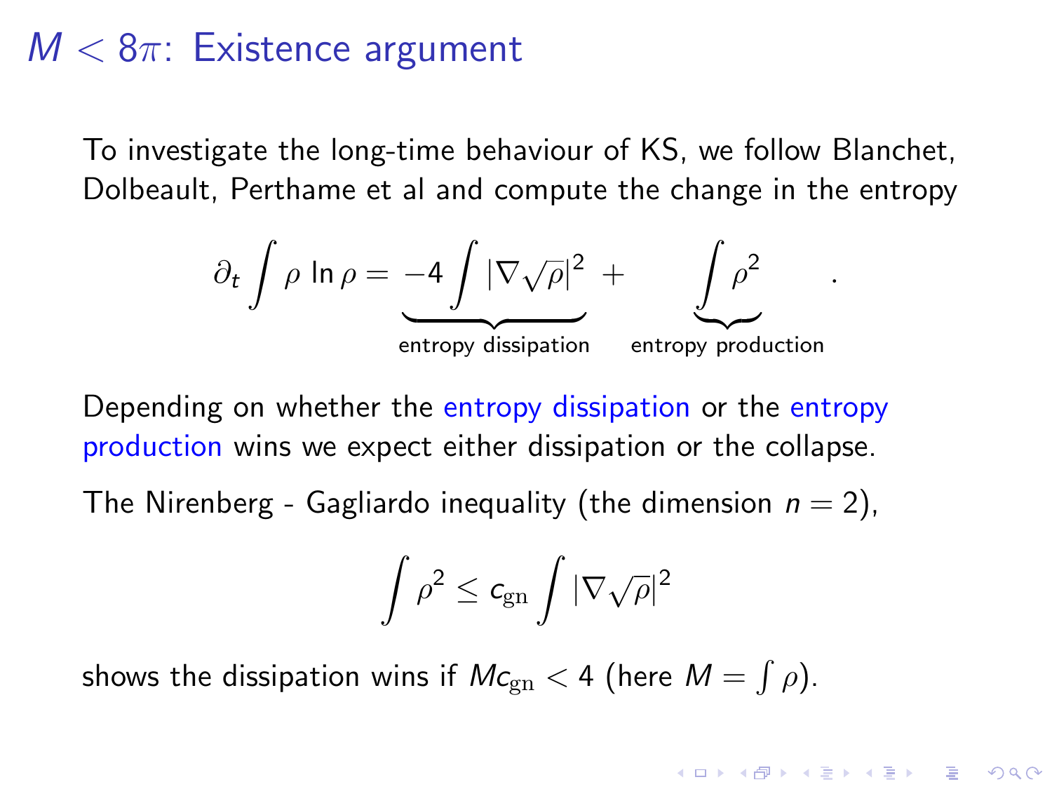# $M < 8\pi$: Existence argument

To investigate the long-time behaviour of KS, we follow Blanchet, Dolbeault, Perthame et al and compute the change in the entropy

$$\partial_t \int \rho \ln \rho = \underbrace{-4 \int |\nabla \sqrt{\rho}|^2}_{\text{entropy dissipation}} + \underbrace{\int \rho^2}_{\text{entropy production}} .$$

Depending on whether the entropy dissipation or the entropy production wins we expect either dissipation or the collapse.

The Nirenberg - Gagliardo inequality (the dimension $n = 2$),

$$\int \rho^2 \leq c_{\mathrm{gn}} \int |\nabla \sqrt{\rho}|^2$$

shows the dissipation wins if $M c_{\mathrm{gn}} < 4$ (here $M = \int \rho$).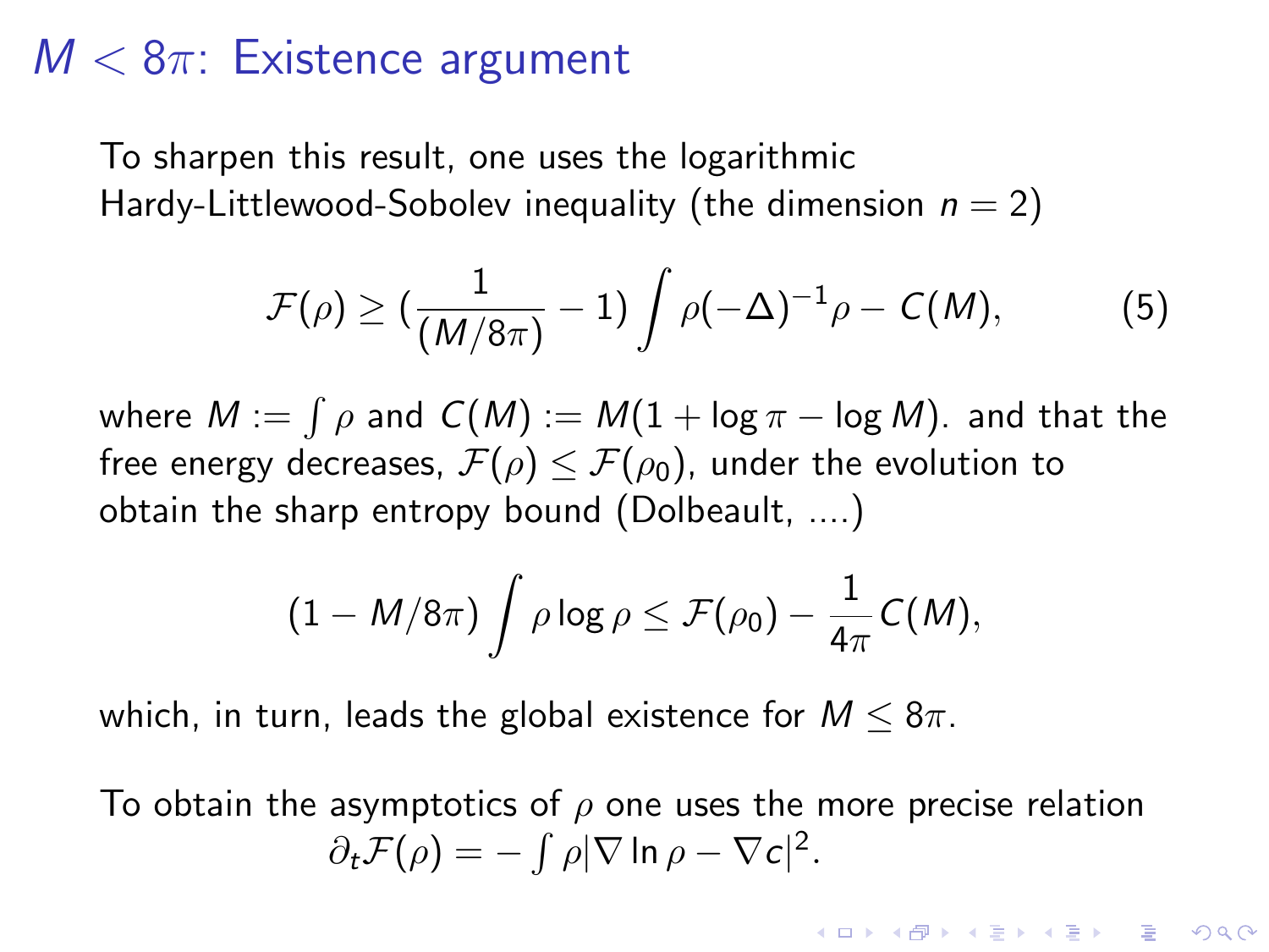# $M < 8\pi$: Existence argument

To sharpen this result, one uses the logarithmic Hardy-Littlewood-Sobolev inequality (the dimension $n = 2$)

$$\mathcal{F}(\rho) \geq (\frac{1}{(M/8\pi)} - 1) \int \rho(-\Delta)^{-1}\rho - C(M), \qquad (5)$$

where $M := \int \rho$ and $C(M) := M(1 + \log \pi - \log M)$. and that the free energy decreases, $\mathcal{F}(\rho) \leq \mathcal{F}(\rho_0)$, under the evolution to obtain the sharp entropy bound (Dolbeault, ....)

$$(1 - M/8\pi) \int \rho \log \rho \leq \mathcal{F}(\rho_0) - \frac{1}{4\pi} C(M),$$

which, in turn, leads the global existence for $M \leq 8\pi$.

To obtain the asymptotics of $\rho$ one uses the more precise relation $\partial_t \mathcal{F}(\rho) = - \int \rho |\nabla \ln \rho - \nabla c|^2$.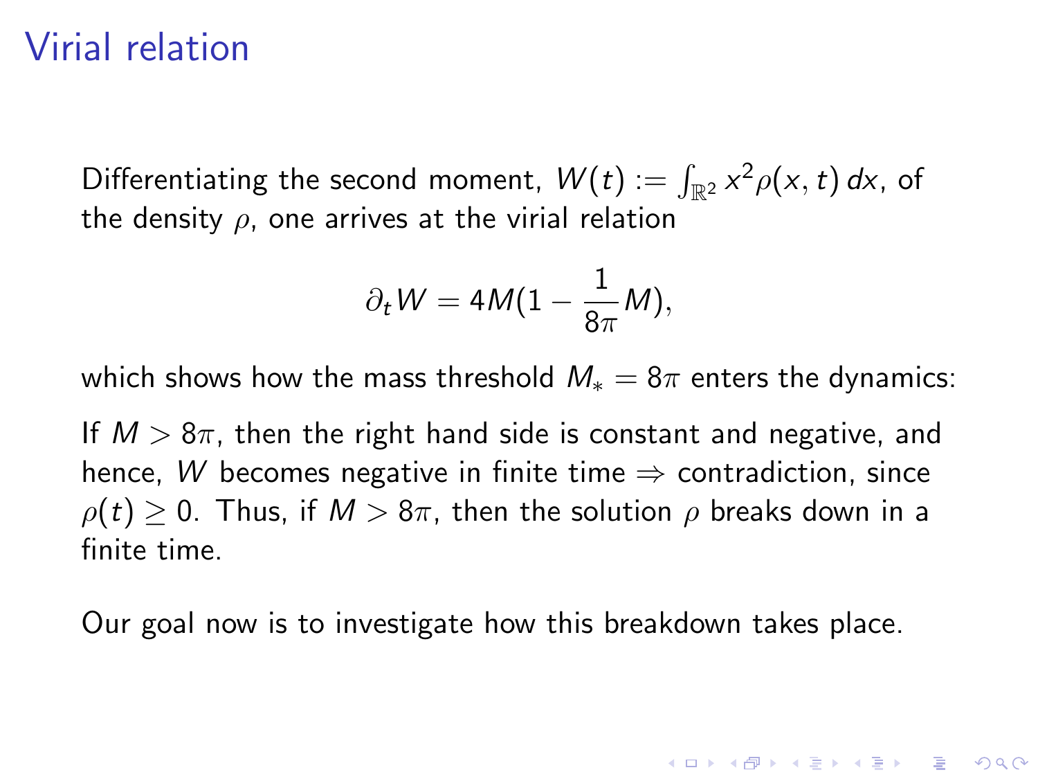# Virial relation

Differentiating the second moment, $W(t) := \int_{\mathbb{R}^2} x^2 \rho(x,t)\,dx$, of the density $\rho$, one arrives at the virial relation

$$\partial_t W = 4M(1 - \frac{1}{8\pi}M),$$

which shows how the mass threshold $M_* = 8\pi$ enters the dynamics:

If $M > 8\pi$, then the right hand side is constant and negative, and hence, $W$ becomes negative in finite time $\Rightarrow$ contradiction, since $\rho(t) \geq 0$. Thus, if $M > 8\pi$, then the solution $\rho$ breaks down in a finite time.

Our goal now is to investigate how this breakdown takes place.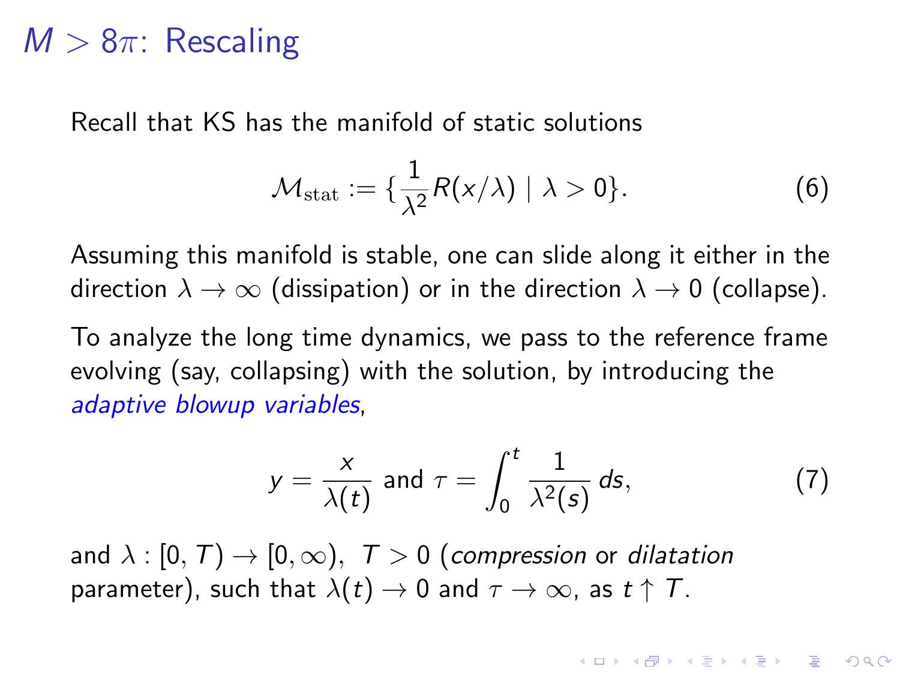# $M > 8\pi$: Rescaling

Recall that KS has the manifold of static solutions

$$\mathcal{M}_{\mathrm{stat}} := \{\frac{1}{\lambda^2} R(x/\lambda) \mid \lambda > 0\}. \tag{6}$$

Assuming this manifold is stable, one can slide along it either in the direction $\lambda \to \infty$ (dissipation) or in the direction $\lambda \to 0$ (collapse).

To analyze the long time dynamics, we pass to the reference frame evolving (say, collapsing) with the solution, by introducing the *adaptive blowup variables*,

$$y = \frac{x}{\lambda(t)} \text{ and } \tau = \int_0^t \frac{1}{\lambda^2(s)}\, ds, \tag{7}$$

and $\lambda : [0, T) \to [0, \infty)$, $T > 0$ (*compression* or *dilatation* parameter), such that $\lambda(t) \to 0$ and $\tau \to \infty$, as $t \uparrow T$.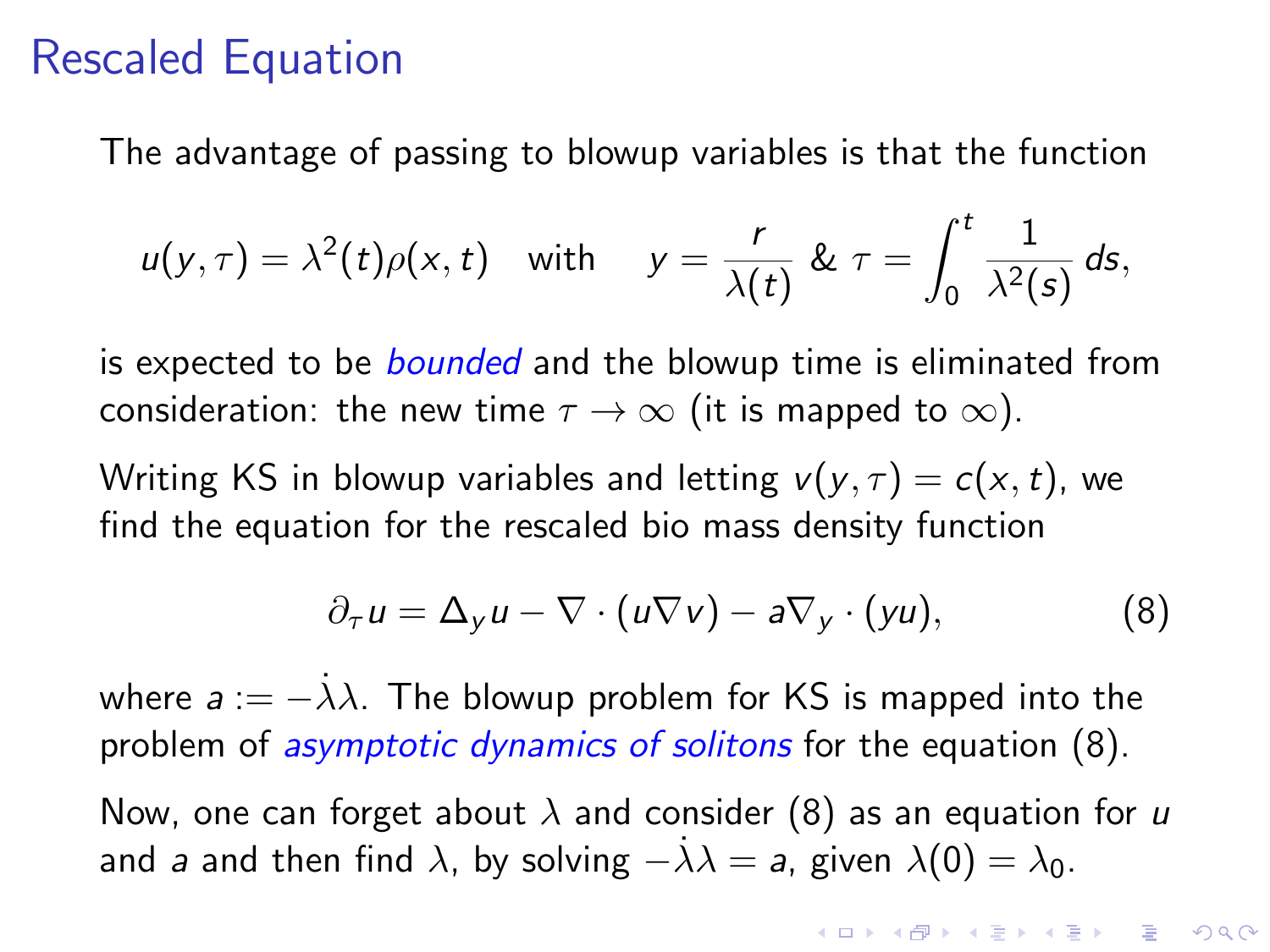# Rescaled Equation

The advantage of passing to blowup variables is that the function

$$u(y,\tau) = \lambda^2(t)\rho(x,t) \quad \text{with} \quad y = \frac{r}{\lambda(t)} \ \& \ \tau = \int_0^t \frac{1}{\lambda^2(s)}\, ds,$$

is expected to be *bounded* and the blowup time is eliminated from consideration: the new time $\tau \to \infty$ (it is mapped to $\infty$).

Writing KS in blowup variables and letting $v(y,\tau) = c(x,t)$, we find the equation for the rescaled bio mass density function

$$\partial_\tau u = \Delta_y u - \nabla \cdot (u \nabla v) - a \nabla_y \cdot (yu), \tag{8}$$

where $a := -\dot{\lambda}\lambda$. The blowup problem for KS is mapped into the problem of *asymptotic dynamics of solitons* for the equation (8).

Now, one can forget about $\lambda$ and consider (8) as an equation for $u$ and $a$ and then find $\lambda$, by solving $-\dot{\lambda}\lambda = a$, given $\lambda(0) = \lambda_0$.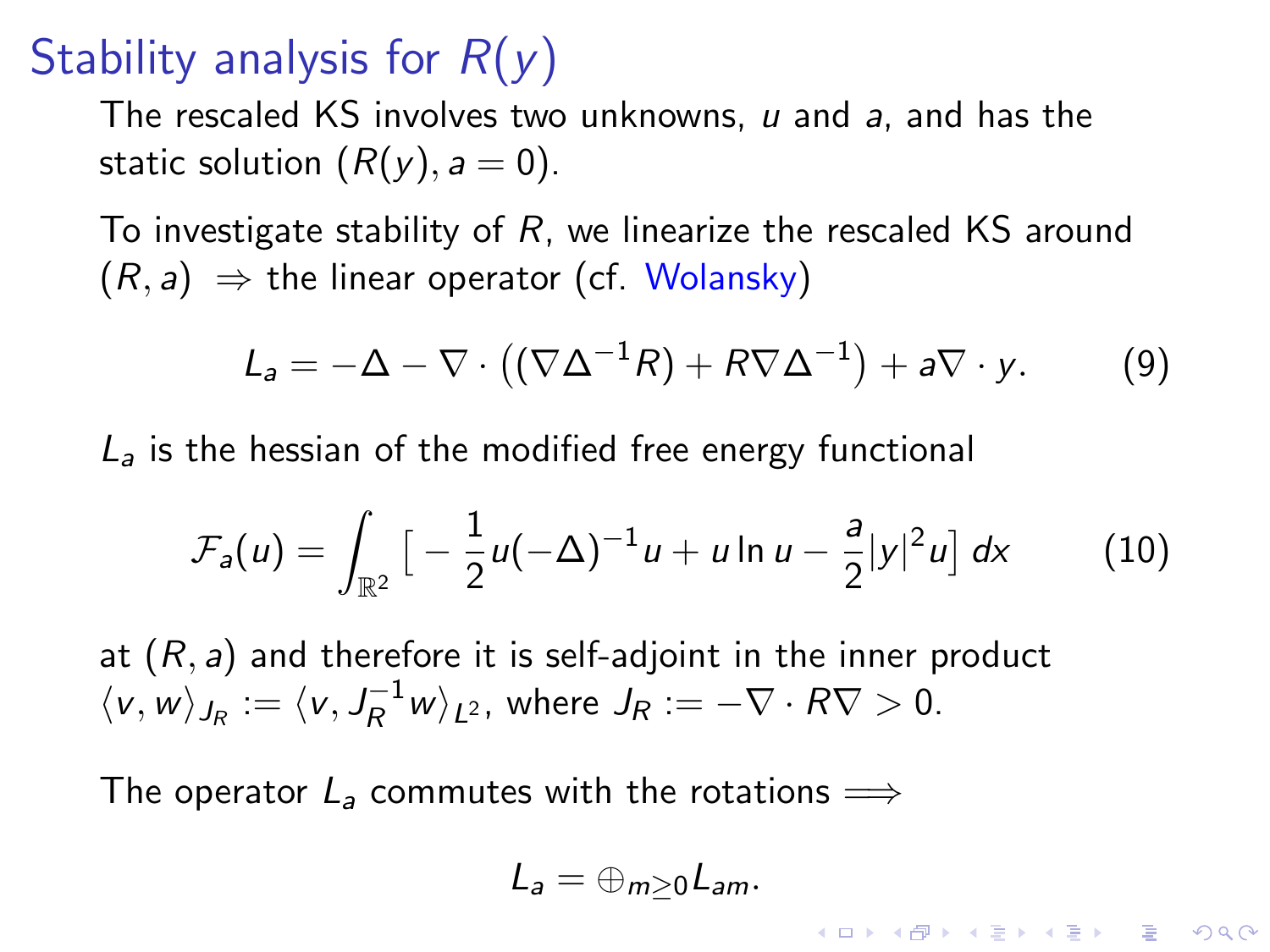# Stability analysis for $R(y)$

The rescaled KS involves two unknowns, $u$ and $a$, and has the static solution $(R(y), a = 0)$.

To investigate stability of $R$, we linearize the rescaled KS around $(R, a)$ $\Rightarrow$ the linear operator (cf. Wolansky)

$$L_a = -\Delta - \nabla \cdot \left( (\nabla \Delta^{-1} R) + R \nabla \Delta^{-1} \right) + a \nabla \cdot y. \tag{9}$$

$L_a$ is the hessian of the modified free energy functional

$$\mathcal{F}_a(u) = \int_{\mathbb{R}^2} \left[ -\frac{1}{2} u (-\Delta)^{-1} u + u \ln u - \frac{a}{2} |y|^2 u \right] dx \tag{10}$$

at $(R, a)$ and therefore it is self-adjoint in the inner product $\langle v, w \rangle_{J_R} := \langle v, J_R^{-1} w \rangle_{L^2}$, where $J_R := -\nabla \cdot R \nabla > 0$.

The operator $L_a$ commutes with the rotations $\Longrightarrow$

$$L_a = \oplus_{m \geq 0} L_{am}.$$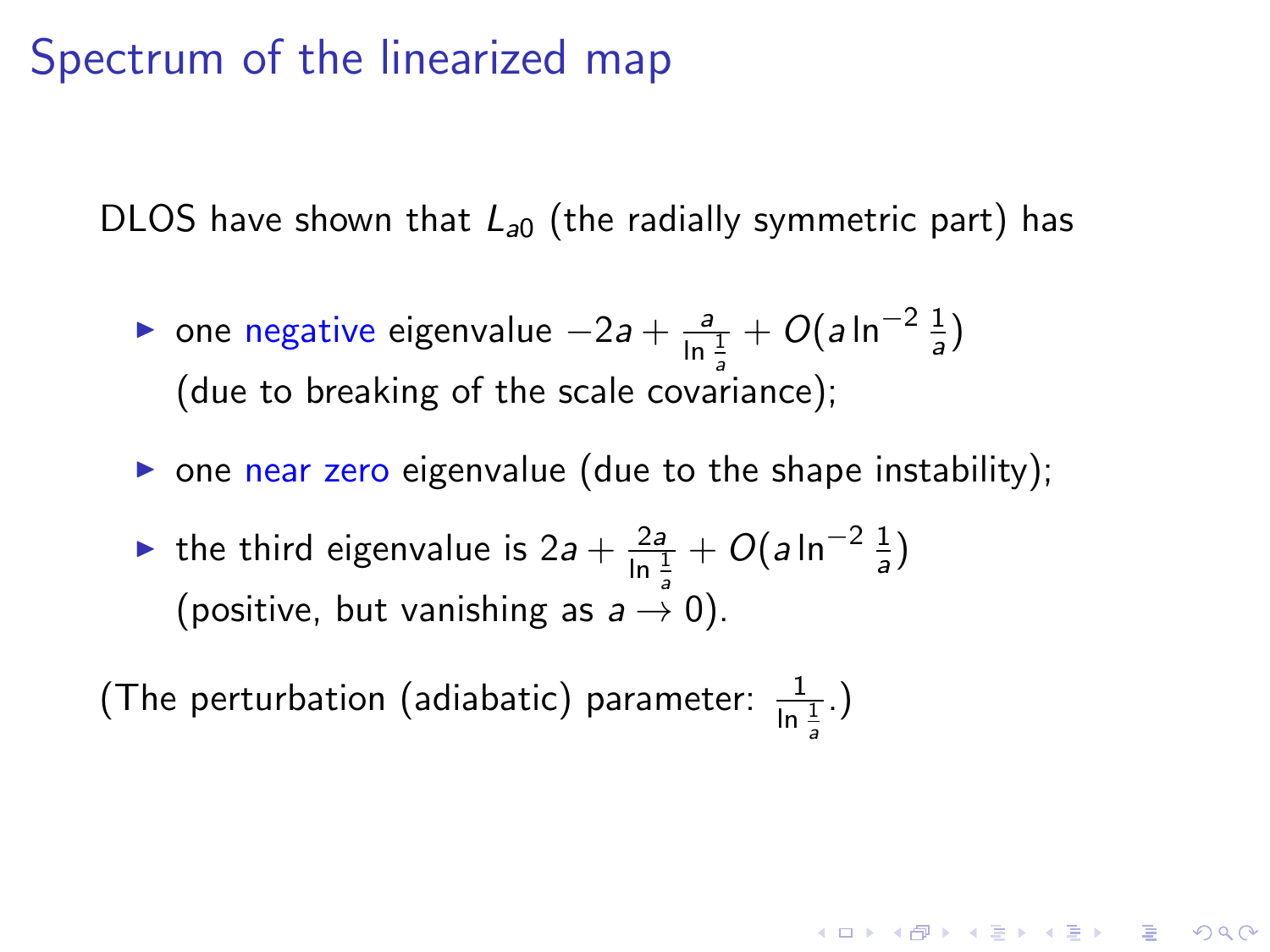# Spectrum of the linearized map

DLOS have shown that $L_{a0}$ (the radially symmetric part) has

- one negative eigenvalue $-2a + \frac{a}{\ln \frac{1}{a}} + O(a \ln^{-2} \frac{1}{a})$ (due to breaking of the scale covariance);
- one near zero eigenvalue (due to the shape instability);
- the third eigenvalue is $2a + \frac{2a}{\ln \frac{1}{a}} + O(a \ln^{-2} \frac{1}{a})$ (positive, but vanishing as $a \to 0$).

(The perturbation (adiabatic) parameter: $\frac{1}{\ln \frac{1}{a}}$.)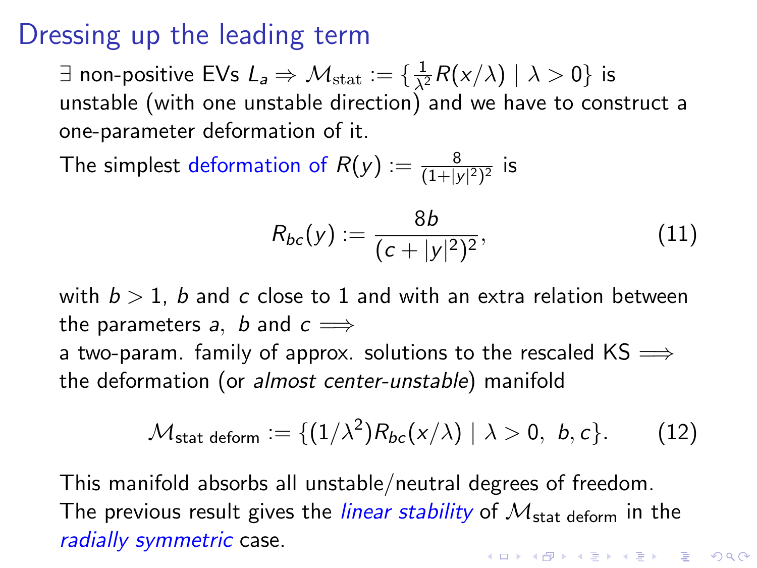# Dressing up the leading term

$\exists$ non-positive EVs $L_a \Rightarrow \mathcal{M}_{\mathrm{stat}} := \{\frac{1}{\lambda^2}R(x/\lambda) \mid \lambda > 0\}$ is unstable (with one unstable direction) and we have to construct a one-parameter deformation of it.

The simplest deformation of $R(y) := \frac{8}{(1+|y|^2)^2}$ is

$$R_{bc}(y) := \frac{8b}{(c+|y|^2)^2}, \tag{11}$$

with $b > 1$, $b$ and $c$ close to 1 and with an extra relation between the parameters $a$, $b$ and $c \Longrightarrow$
a two-param. family of approx. solutions to the rescaled KS $\Longrightarrow$ the deformation (or *almost center-unstable*) manifold

$$\mathcal{M}_{\text{stat deform}} := \{(1/\lambda^2)R_{bc}(x/\lambda) \mid \lambda > 0,\ b, c\}. \tag{12}$$

This manifold absorbs all unstable/neutral degrees of freedom. The previous result gives the *linear stability* of $\mathcal{M}_{\text{stat deform}}$ in the *radially symmetric* case.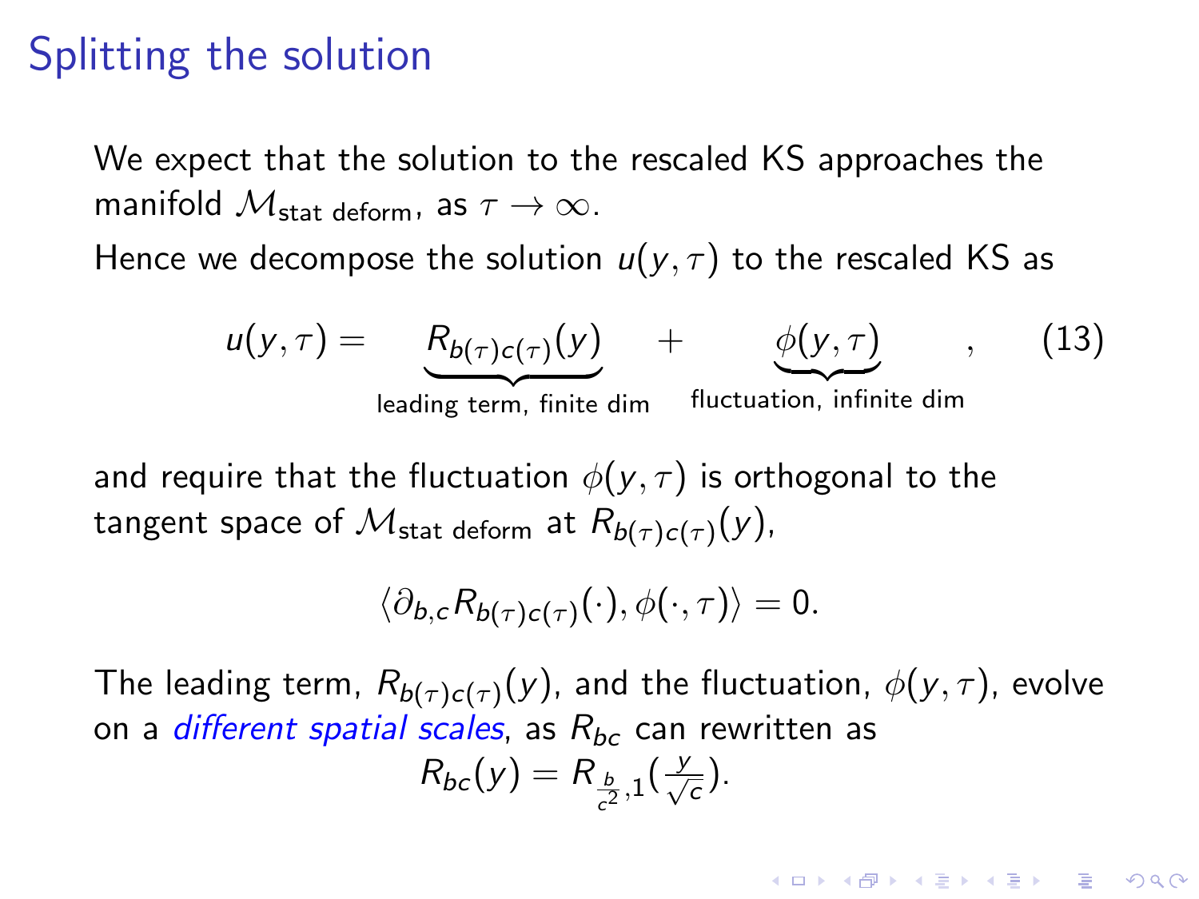# Splitting the solution

We expect that the solution to the rescaled KS approaches the manifold $\mathcal{M}_{\text{stat deform}}$, as $\tau \to \infty$.

Hence we decompose the solution $u(y, \tau)$ to the rescaled KS as

$$u(y,\tau) = \underbrace{R_{b(\tau)c(\tau)}(y)}_{\text{leading term, finite dim}} + \underbrace{\phi(y,\tau)}_{\text{fluctuation, infinite dim}}, \qquad (13)$$

and require that the fluctuation $\phi(y, \tau)$ is orthogonal to the tangent space of $\mathcal{M}_{\text{stat deform}}$ at $R_{b(\tau)c(\tau)}(y)$,

$$\langle \partial_{b,c} R_{b(\tau)c(\tau)}(\cdot), \phi(\cdot, \tau)\rangle = 0.$$

The leading term, $R_{b(\tau)c(\tau)}(y)$, and the fluctuation, $\phi(y, \tau)$, evolve on a *different spatial scales*, as $R_{bc}$ can rewritten as

$$R_{bc}(y) = R_{\frac{b}{c^2},1}\left(\frac{y}{\sqrt{c}}\right).$$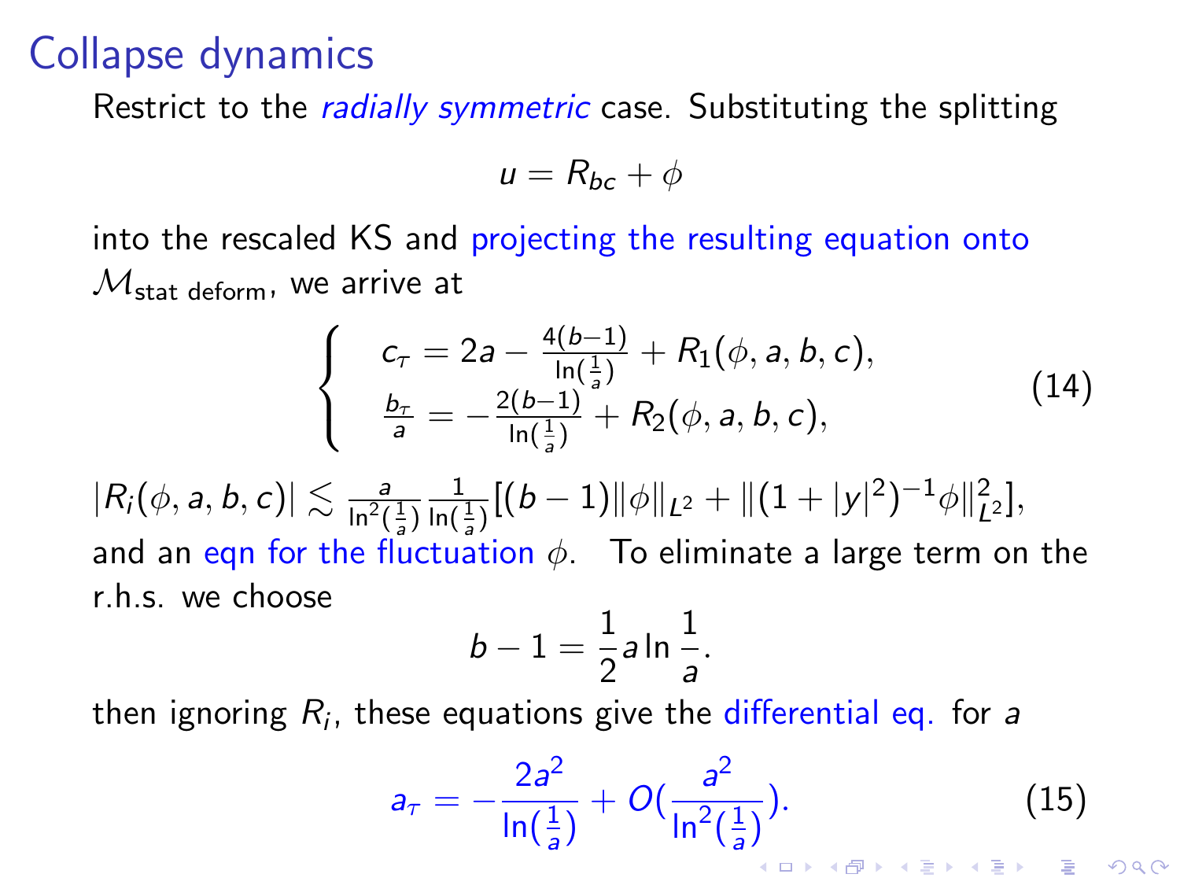# Collapse dynamics

Restrict to the *radially symmetric* case. Substituting the splitting

$$u = R_{bc} + \phi$$

into the rescaled KS and projecting the resulting equation onto $\mathcal{M}_{\text{stat deform}}$, we arrive at

$$\left\{ \begin{array}{l} c_\tau = 2a - \frac{4(b-1)}{\ln(\frac{1}{a})} + R_1(\phi, a, b, c), \\ \frac{b_\tau}{a} = -\frac{2(b-1)}{\ln(\frac{1}{a})} + R_2(\phi, a, b, c), \end{array} \right. \tag{14}$$

$|R_i(\phi, a, b, c)| \lesssim \frac{a}{\ln^2(\frac{1}{a})} \frac{1}{\ln(\frac{1}{a})} [(b-1)\|\phi\|_{L^2} + \|(1+|y|^2)^{-1}\phi\|_{L^2}^2]$,
and an eqn for the fluctuation $\phi$. To eliminate a large term on the r.h.s. we choose

$$b - 1 = \frac{1}{2} a \ln \frac{1}{a}.$$

then ignoring $R_i$, these equations give the differential eq. for $a$

$$a_\tau = -\frac{2a^2}{\ln(\frac{1}{a})} + O(\frac{a^2}{\ln^2(\frac{1}{a})}). \tag{15}$$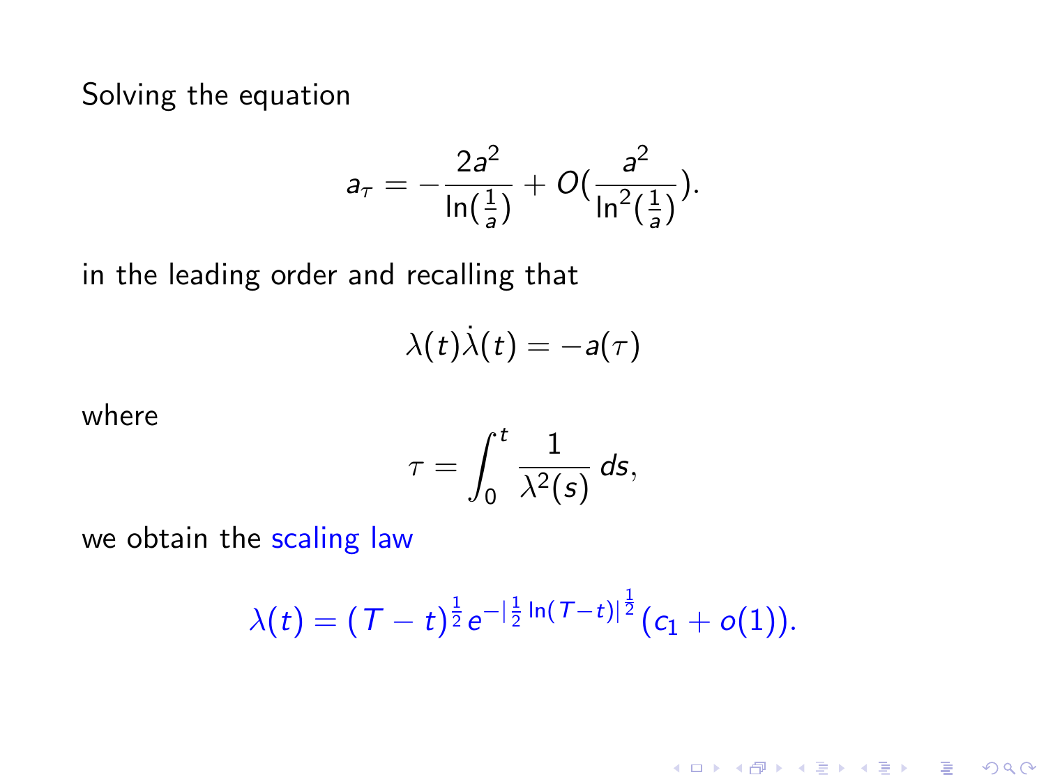Solving the equation

$$a_\tau = -\frac{2a^2}{\ln(\frac{1}{a})} + O(\frac{a^2}{\ln^2(\frac{1}{a})}).$$

in the leading order and recalling that

$$\lambda(t)\dot{\lambda}(t) = -a(\tau)$$

where

$$\tau = \int_0^t \frac{1}{\lambda^2(s)}\, ds,$$

we obtain the scaling law

$$\lambda(t) = (T-t)^{\frac{1}{2}} e^{-|\frac{1}{2}\ln(T-t)|^{\frac{1}{2}}}(c_1 + o(1)).$$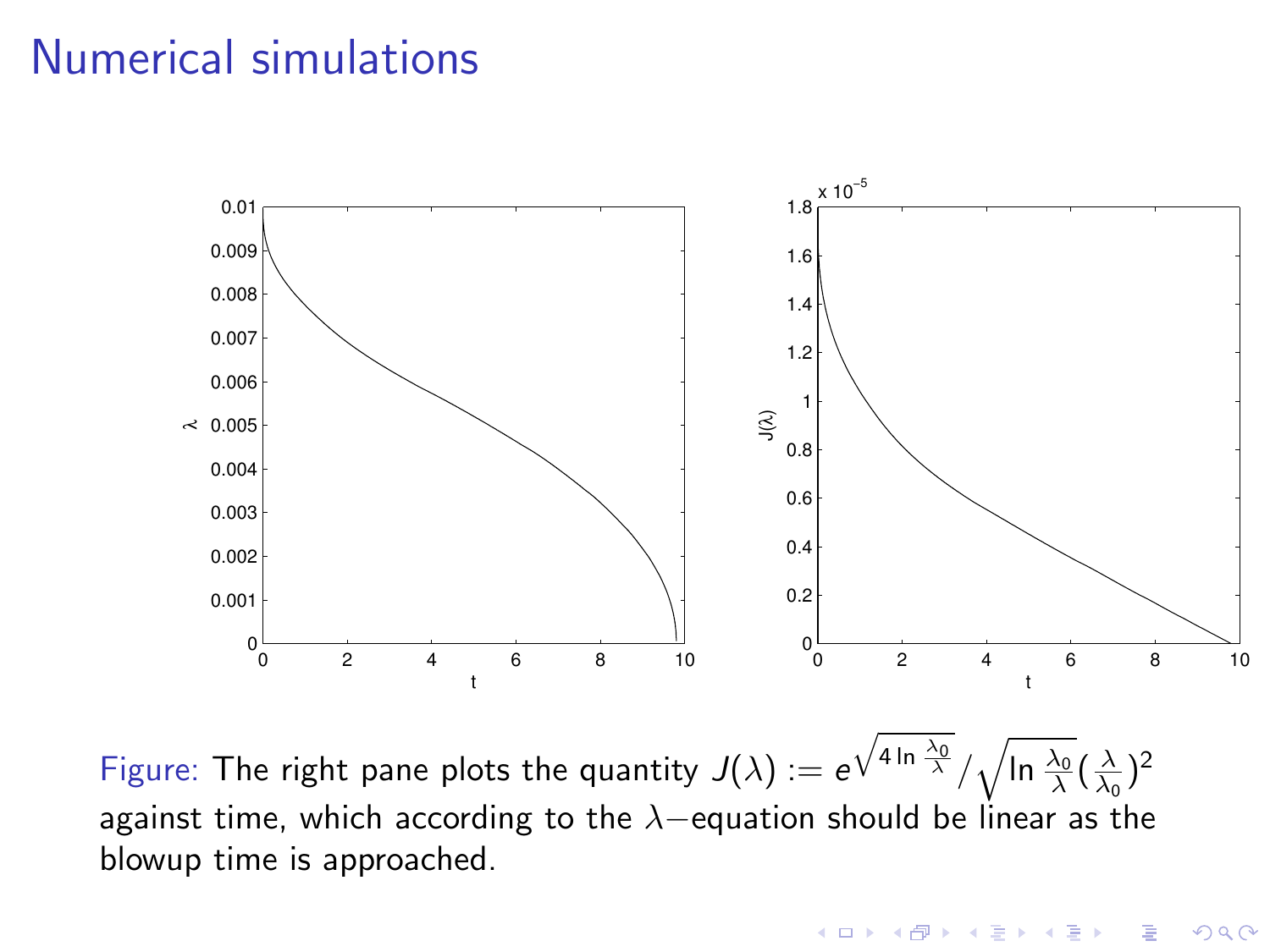# Numerical simulations

Figure: The right pane plots the quantity $J(\lambda) := e^{\sqrt{4 \ln \frac{\lambda_0}{\lambda}}} / \sqrt{\ln \frac{\lambda_0}{\lambda}} (\frac{\lambda}{\lambda_0})^2$ against time, which according to the $\lambda-$equation should be linear as the blowup time is approached.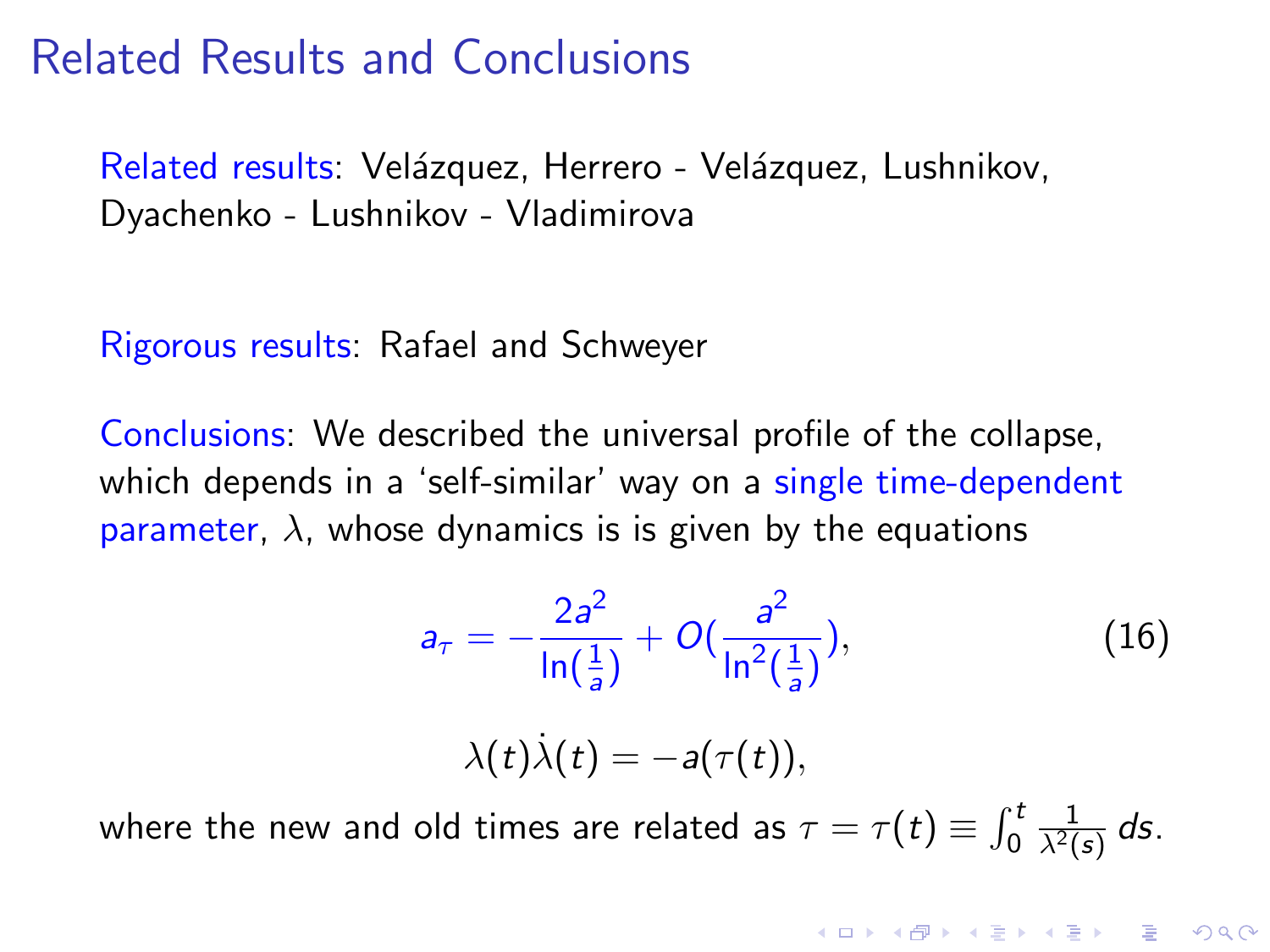# Related Results and Conclusions

Related results: Velázquez, Herrero - Velázquez, Lushnikov, Dyachenko - Lushnikov - Vladimirova

Rigorous results: Rafael and Schweyer

Conclusions: We described the universal profile of the collapse, which depends in a 'self-similar' way on a single time-dependent parameter, $\lambda$, whose dynamics is is given by the equations

$$a_\tau = -\frac{2a^2}{\ln(\frac{1}{a})} + O(\frac{a^2}{\ln^2(\frac{1}{a})}), \tag{16}$$

$$\lambda(t)\dot{\lambda}(t) = -a(\tau(t)),$$

where the new and old times are related as $\tau = \tau(t) \equiv \int_0^t \frac{1}{\lambda^2(s)}\, ds$.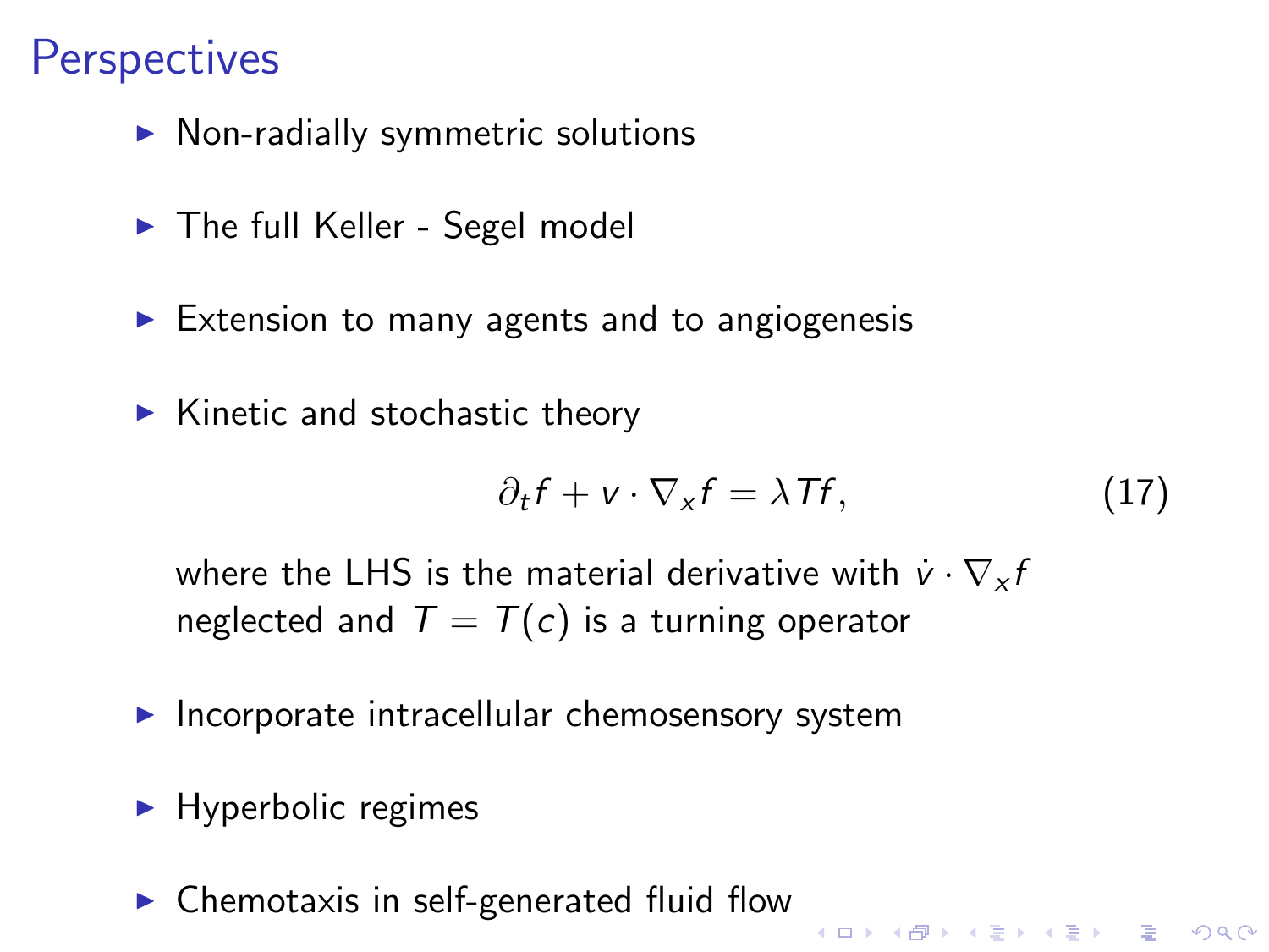# Perspectives

- Non-radially symmetric solutions
- The full Keller - Segel model
- Extension to many agents and to angiogenesis
- Kinetic and stochastic theory

$$\partial_t f + v \cdot \nabla_x f = \lambda T f, \tag{17}$$

  where the LHS is the material derivative with $\dot{v} \cdot \nabla_x f$ neglected and $T = T(c)$ is a turning operator

- Incorporate intracellular chemosensory system
- Hyperbolic regimes
- Chemotaxis in self-generated fluid flow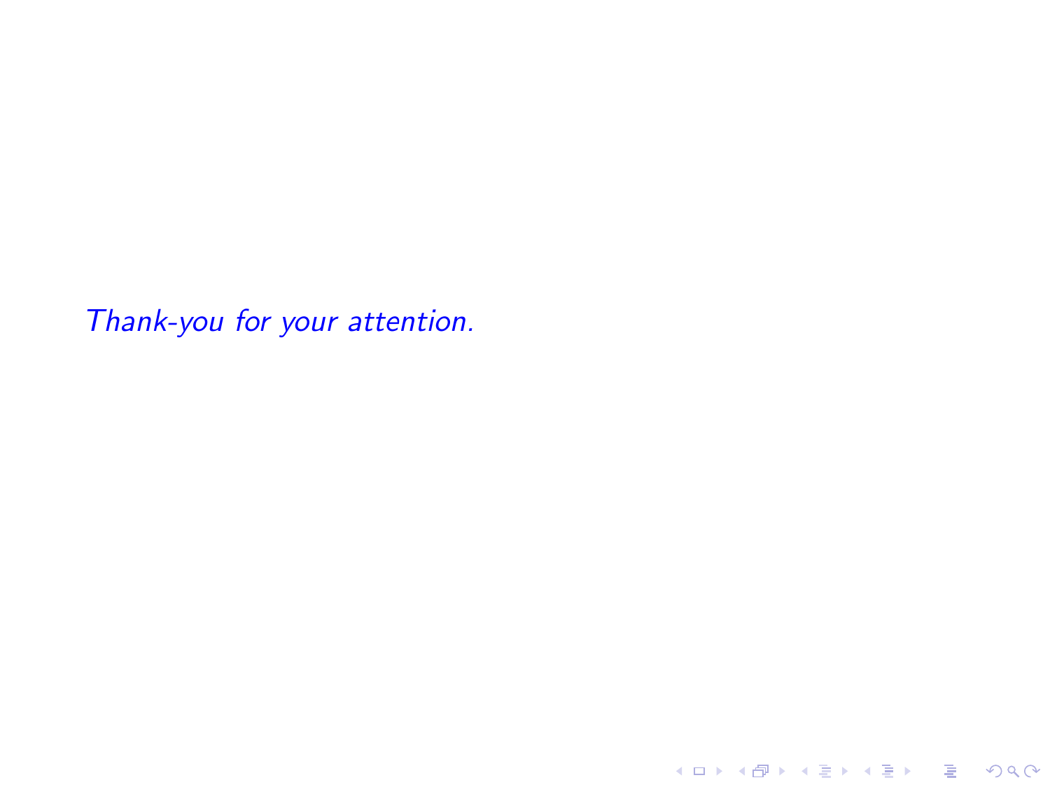*Thank-you for your attention.*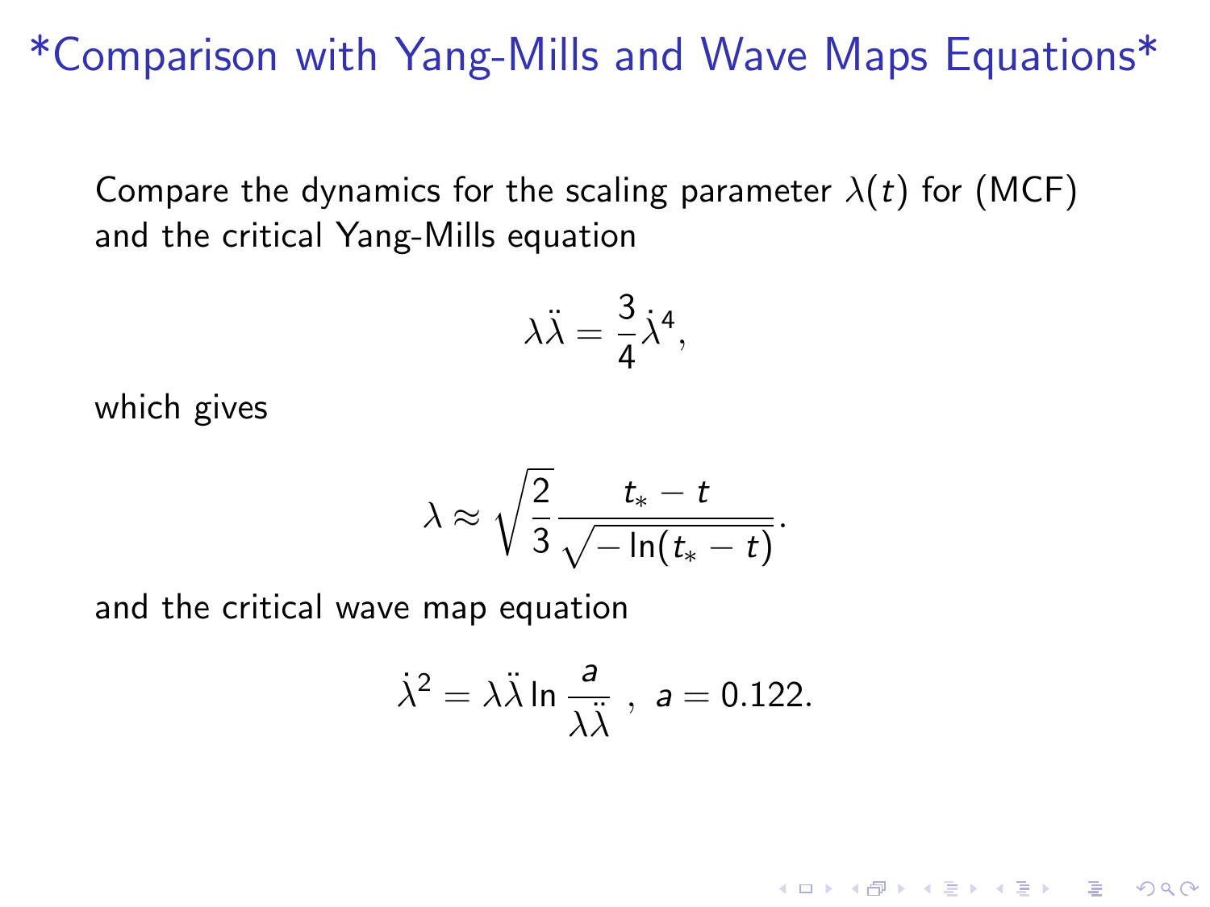# *Comparison with Yang-Mills and Wave Maps Equations*

Compare the dynamics for the scaling parameter $\lambda(t)$ for (MCF) and the critical Yang-Mills equation

$$\lambda\ddot{\lambda} = \frac{3}{4}\dot{\lambda}^4,$$

which gives

$$\lambda \approx \sqrt{\frac{2}{3}}\frac{t_* - t}{\sqrt{-\ln(t_* - t)}}.$$

and the critical wave map equation

$$\dot{\lambda}^2 = \lambda\ddot{\lambda}\ln\frac{a}{\lambda\ddot{\lambda}}\ ,\ a = 0.122.$$